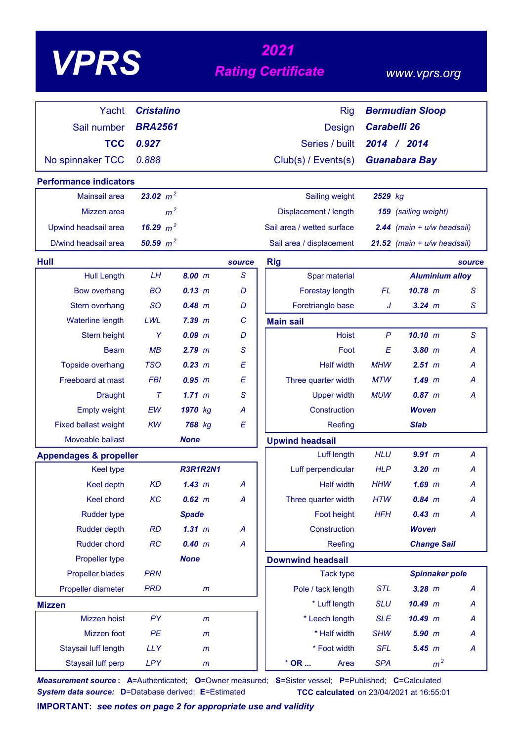# VPRS

## 2021 Rating Certificate

www.vprs.org

| | | | |
|---|---|---|---|
| Yacht | **Cristalino** | Rig | **Bermudian Sloop** |
| Sail number | **BRA2561** | Design | **Carabelli 26** |
| **TCC** | **0.927** | Series / built | **2014 / 2014** |
| No spinnaker TCC | 0.888 | Club(s) / Event(s) | **Guanabara Bay** |

### Performance indicators

| | | | |
|---|---|---|---|
| Mainsail area | **23.02** $m^2$ | Sailing weight | **2529** kg |
| Mizzen area | $m^2$ | Displacement / length | **159** (sailing weight) |
| Upwind headsail area | **16.29** $m^2$ | Sail area / wetted surface | **2.44** (main + u/w headsail) |
| D/wind headsail area | **50.59** $m^2$ | Sail area / displacement | **21.52** (main + u/w headsail) |

### Hull

| | | | source |
|---|---|---|---|
| Hull Length | LH | **8.00** m | S |
| Bow overhang | BO | **0.13** m | D |
| Stern overhang | SO | **0.48** m | D |
| Waterline length | LWL | **7.39** m | C |
| Stern height | Y | **0.09** m | D |
| Beam | MB | **2.79** m | S |
| Topside overhang | TSO | **0.23** m | E |
| Freeboard at mast | FBI | **0.95** m | E |
| Draught | T | **1.71** m | S |
| Empty weight | EW | **1970** kg | A |
| Fixed ballast weight | KW | **768** kg | E |
| Moveable ballast | | **None** | |

### Appendages & propeller

| | | | |
|---|---|---|---|
| Keel type | | **R3R1R2N1** | |
| Keel depth | KD | **1.43** m | A |
| Keel chord | KC | **0.62** m | A |
| Rudder type | | **Spade** | |
| Rudder depth | RD | **1.31** m | A |
| Rudder chord | RC | **0.40** m | A |
| Propeller type | | **None** | |
| Propeller blades | PRN | | |
| Propeller diameter | PRD | m | |

### Mizzen

| | | | |
|---|---|---|---|
| Mizzen hoist | PY | m | |
| Mizzen foot | PE | m | |
| Staysail luff length | LLY | m | |
| Staysail luff perp | LPY | m | |

### Rig

| | | | source |
|---|---|---|---|
| Spar material | | **Aluminium alloy** | |
| Forestay length | FL | **10.78** m | S |
| Foretriangle base | J | **3.24** m | S |

### Main sail

| | | | |
|---|---|---|---|
| Hoist | P | **10.10** m | S |
| Foot | E | **3.80** m | A |
| Half width | MHW | **2.51** m | A |
| Three quarter width | MTW | **1.49** m | A |
| Upper width | MUW | **0.87** m | A |
| Construction | | **Woven** | |
| Reefing | | **Slab** | |

### Upwind headsail

| | | | |
|---|---|---|---|
| Luff length | HLU | **9.91** m | A |
| Luff perpendicular | HLP | **3.20** m | A |
| Half width | HHW | **1.69** m | A |
| Three quarter width | HTW | **0.84** m | A |
| Foot height | HFH | **0.43** m | A |
| Construction | | **Woven** | |
| Reefing | | **Change Sail** | |

### Downwind headsail

| | | | |
|---|---|---|---|
| Tack type | | **Spinnaker pole** | |
| Pole / tack length | STL | **3.28** m | A |
| * Luff length | SLU | **10.49** m | A |
| * Leech length | SLE | **10.49** m | A |
| * Half width | SHW | **5.90** m | A |
| * Foot width | SFL | **5.45** m | A |
| * **OR ...** Area | SPA | $m^2$ | |

***Measurement source*:** **A**=Authenticated; **O**=Owner measured; **S**=Sister vessel; **P**=Published; **C**=Calculated
***System data source:*** **D**=Database derived; **E**=Estimated

**TCC calculated** on 23/04/2021 at 16:55:01

**IMPORTANT:** ***see notes on page 2 for appropriate use and validity***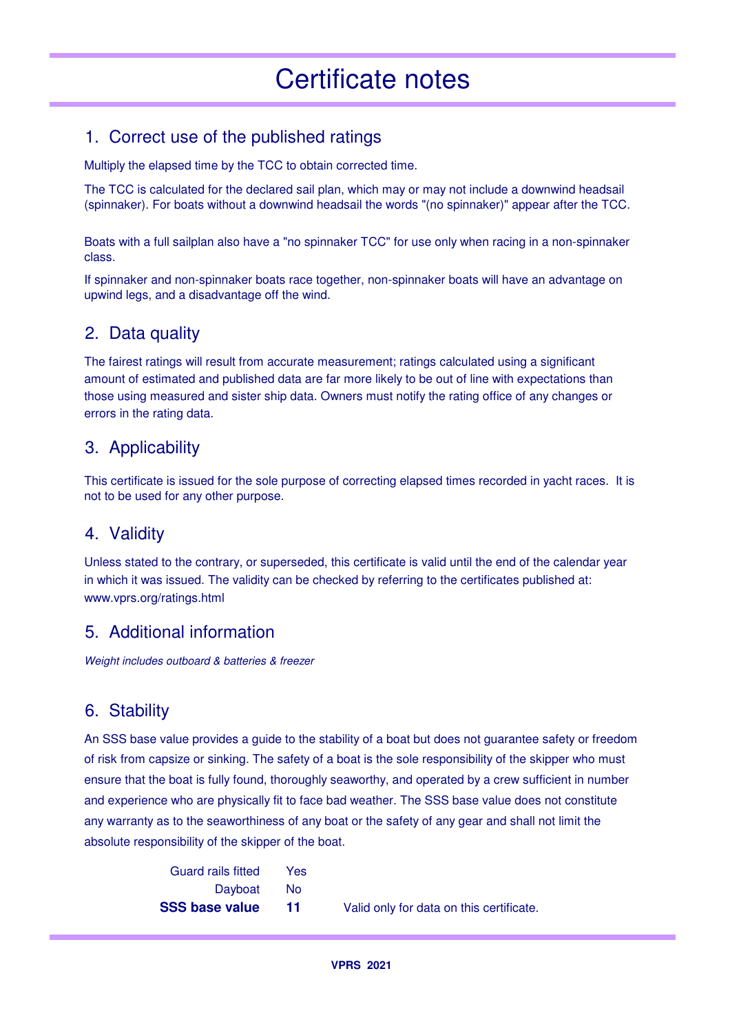# Certificate notes

## 1. Correct use of the published ratings

Multiply the elapsed time by the TCC to obtain corrected time.

The TCC is calculated for the declared sail plan, which may or may not include a downwind headsail (spinnaker). For boats without a downwind headsail the words "(no spinnaker)" appear after the TCC.

Boats with a full sailplan also have a "no spinnaker TCC" for use only when racing in a non-spinnaker class.

If spinnaker and non-spinnaker boats race together, non-spinnaker boats will have an advantage on upwind legs, and a disadvantage off the wind.

## 2. Data quality

The fairest ratings will result from accurate measurement; ratings calculated using a significant amount of estimated and published data are far more likely to be out of line with expectations than those using measured and sister ship data. Owners must notify the rating office of any changes or errors in the rating data.

## 3. Applicability

This certificate is issued for the sole purpose of correcting elapsed times recorded in yacht races. It is not to be used for any other purpose.

## 4. Validity

Unless stated to the contrary, or superseded, this certificate is valid until the end of the calendar year in which it was issued. The validity can be checked by referring to the certificates published at: www.vprs.org/ratings.html

## 5. Additional information

*Weight includes outboard & batteries & freezer*

## 6. Stability

An SSS base value provides a guide to the stability of a boat but does not guarantee safety or freedom of risk from capsize or sinking. The safety of a boat is the sole responsibility of the skipper who must ensure that the boat is fully found, thoroughly seaworthy, and operated by a crew sufficient in number and experience who are physically fit to face bad weather. The SSS base value does not constitute any warranty as to the seaworthiness of any boat or the safety of any gear and shall not limit the absolute responsibility of the skipper of the boat.

| | | |
|---|---|---|
| Guard rails fitted | Yes | |
| Dayboat | No | |
| **SSS base value** | **11** | Valid only for data on this certificate. |

**VPRS 2021**